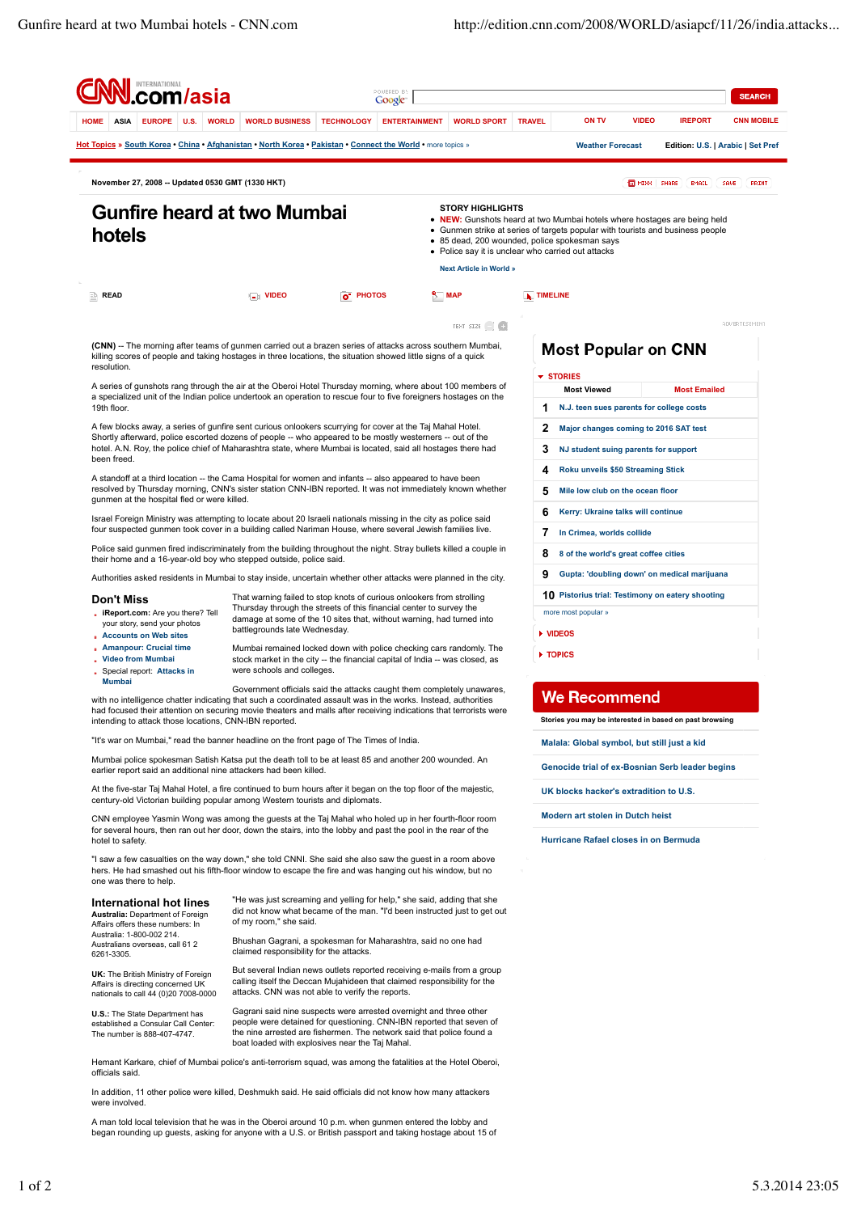November 27, 2008 -- Updated 0530 GMT (1330 HKT)

# Gunfire heard at two Mumbai hotels

**STORY HIGHLIGHTS**

- **NEW:** Gunshots heard at two Mumbai hotels where hostages are being held
- Gunmen strike at series of targets popular with tourists and business people
- 85 dead, 200 wounded, police spokesman says
- Police say it is unclear who carried out attacks

**(CNN)** -- The morning after teams of gunmen carried out a brazen series of attacks across southern Mumbai, killing scores of people and taking hostages in three locations, the situation showed little signs of a quick resolution.

A series of gunshots rang through the air at the Oberoi Hotel Thursday morning, where about 100 members of a specialized unit of the Indian police undertook an operation to rescue four to five foreigners hostages on the 19th floor.

A few blocks away, a series of gunfire sent curious onlookers scurrying for cover at the Taj Mahal Hotel. Shortly afterward, police escorted dozens of people -- who appeared to be mostly westerners -- out of the hotel. A.N. Roy, the police chief of Maharashtra state, where Mumbai is located, said all hostages there had been freed.

A standoff at a third location -- the Cama Hospital for women and infants -- also appeared to have been resolved by Thursday morning, CNN's sister station CNN-IBN reported. It was not immediately known whether gunmen at the hospital fled or were killed.

Israel Foreign Ministry was attempting to locate about 20 Israeli nationals missing in the city as police said four suspected gunmen took cover in a building called Nariman House, where several Jewish families live.

Police said gunmen fired indiscriminately from the building throughout the night. Stray bullets killed a couple in their home and a 16-year-old boy who stepped outside, police said.

Authorities asked residents in Mumbai to stay inside, uncertain whether other attacks were planned in the city.

That warning failed to stop knots of curious onlookers from strolling Thursday through the streets of this financial center to survey the damage at some of the 10 sites that, without warning, had turned into battlegrounds late Wednesday.

Mumbai remained locked down with police checking cars randomly. The stock market in the city -- the financial capital of India -- was closed, as were schools and colleges.

Government officials said the attacks caught them completely unawares, with no intelligence chatter indicating that such a coordinated assault was in the works. Instead, authorities had focused their attention on securing movie theaters and malls after receiving indications that terrorists were intending to attack those locations, CNN-IBN reported.

"It's war on Mumbai," read the banner headline on the front page of The Times of India.

Mumbai police spokesman Satish Katsa put the death toll to be at least 85 and another 200 wounded. An earlier report said an additional nine attackers had been killed.

At the five-star Taj Mahal Hotel, a fire continued to burn hours after it began on the top floor of the majestic, century-old Victorian building popular among Western tourists and diplomats.

CNN employee Yasmin Wong was among the guests at the Taj Mahal who holed up in her fourth-floor room for several hours, then ran out her door, down the stairs, into the lobby and past the pool in the rear of the hotel to safety.

"I saw a few casualties on the way down," she told CNNI. She said she also saw the guest in a room above hers. He had smashed out his fifth-floor window to escape the fire and was hanging out his window, but no one was there to help.

"He was just screaming and yelling for help," she said, adding that she did not know what became of the man. "I'd been instructed just to get out of my room," she said.

Bhushan Gagrani, a spokesman for Maharashtra, said no one had claimed responsibility for the attacks.

But several Indian news outlets reported receiving e-mails from a group calling itself the Deccan Mujahideen that claimed responsibility for the attacks. CNN was not able to verify the reports.

Gagrani said nine suspects were arrested overnight and three other people were detained for questioning. CNN-IBN reported that seven of the nine arrested are fishermen. The network said that police found a boat loaded with explosives near the Taj Mahal.

Hemant Karkare, chief of Mumbai police's anti-terrorism squad, was among the fatalities at the Hotel Oberoi, officials said.

In addition, 11 other police were killed, Deshmukh said. He said officials did not know how many attackers were involved.

A man told local television that he was in the Oberoi around 10 p.m. when gunmen entered the lobby and began rounding up guests, asking for anyone with a U.S. or British passport and taking hostage about 15 of

### Don't Miss

- **iReport.com:** Are you there? Tell your story, send your photos
- **Accounts on Web sites**
- **Amanpour: Crucial time**
- **Video from Mumbai**
- Special report: **Attacks in Mumbai**

### International hot lines

**Australia:** Department of Foreign Affairs offers these numbers: In Australia: 1-800-002 214. Australians overseas, call 61 2 6261-3305.

**UK:** The British Ministry of Foreign Affairs is directing concerned UK nationals to call 44 (0)20 7008-0000

**U.S.:** The State Department has established a Consular Call Center: The number is 888-407-4747.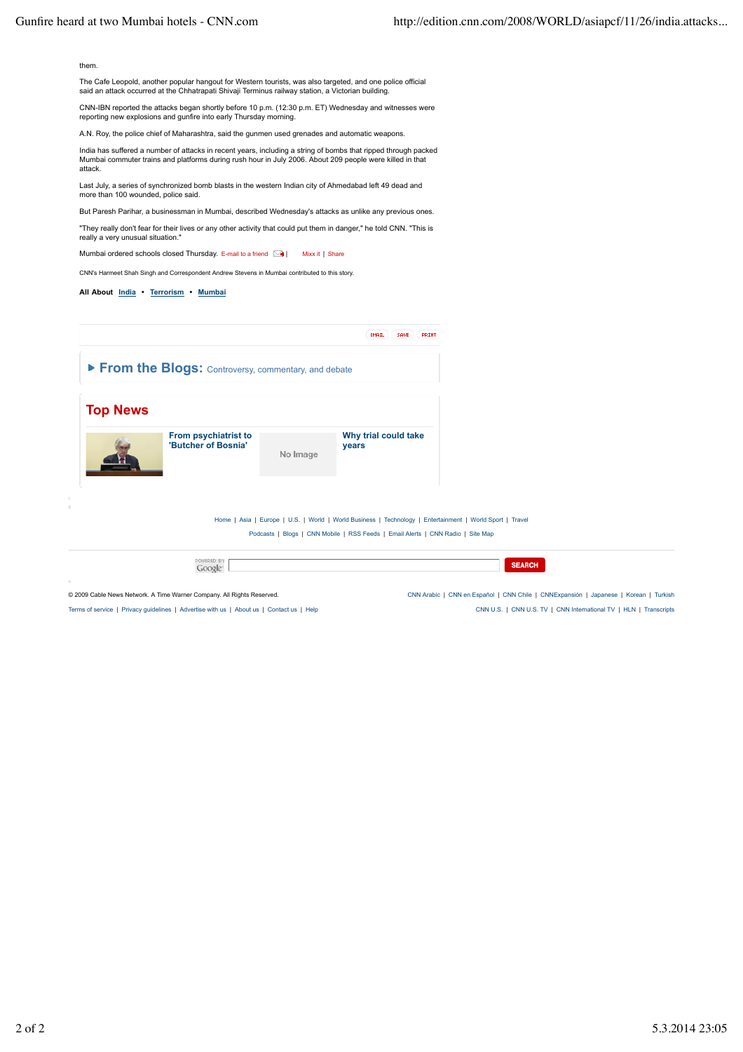them.

The Cafe Leopold, another popular hangout for Western tourists, was also targeted, and one police official said an attack occurred at the Chhatrapati Shivaji Terminus railway station, a Victorian building.

CNN-IBN reported the attacks began shortly before 10 p.m. (12:30 p.m. ET) Wednesday and witnesses were reporting new explosions and gunfire into early Thursday morning.

A.N. Roy, the police chief of Maharashtra, said the gunmen used grenades and automatic weapons.

India has suffered a number of attacks in recent years, including a string of bombs that ripped through packed Mumbai commuter trains and platforms during rush hour in July 2006. About 209 people were killed in that attack.

Last July, a series of synchronized bomb blasts in the western Indian city of Ahmedabad left 49 dead and more than 100 wounded, police said.

But Paresh Parihar, a businessman in Mumbai, described Wednesday's attacks as unlike any previous ones.

"They really don't fear for their lives or any other activity that could put them in danger," he told CNN. "This is really a very unusual situation."

Mumbai ordered schools closed Thursday. E-mail to a friend | Mixx it | Share

CNN's Harmeet Shah Singh and Correspondent Andrew Stevens in Mumbai contributed to this story.

**All About** India • Terrorism • Mumbai

EMAIL SAVE PRINT

## From the Blogs: Controversy, commentary, and debate

## Top News

**From psychiatrist to 'Butcher of Bosnia'**

No Image

**Why trial could take years**

Home | Asia | Europe | U.S. | World | World Business | Technology | Entertainment | World Sport | Travel

Podcasts | Blogs | CNN Mobile | RSS Feeds | Email Alerts | CNN Radio | Site Map

POWERED BY Google SEARCH

© 2009 Cable News Network. A Time Warner Company. All Rights Reserved.

CNN Arabic | CNN en Español | CNN Chile | CNNExpansión | Japanese | Korean | Turkish

Terms of service | Privacy guidelines | Advertise with us | About us | Contact us | Help

CNN U.S. | CNN U.S. TV | CNN International TV | HLN | Transcripts